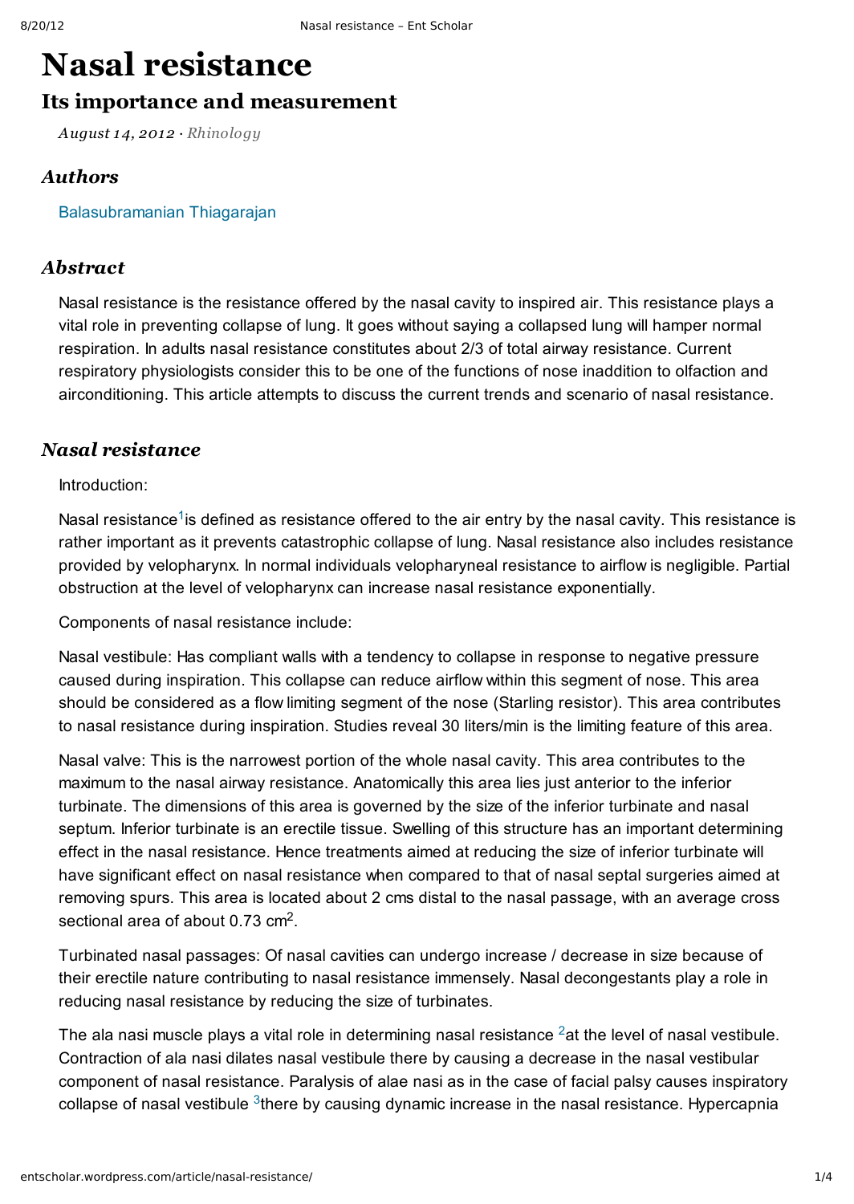# Nasal resistance

## Its importance and measurement

*August 14, 2012 · Rhinology*

### Authors

Balasubramanian Thiagarajan

### Abstract

Nasal resistance is the resistance offered by the nasal cavity to inspired air. This resistance plays a vital role in preventing collapse of lung. It goes without saying a collapsed lung will hamper normal respiration. In adults nasal resistance constitutes about 2/3 of total airway resistance. Current respiratory physiologists consider this to be one of the functions of nose inaddition to olfaction and airconditioning. This article attempts to discuss the current trends and scenario of nasal resistance.

### Nasal resistance

Introduction:

Nasal resistance[1]is defined as resistance offered to the air entry by the nasal cavity. This resistance is rather important as it prevents catastrophic collapse of lung. Nasal resistance also includes resistance provided by velopharynx. In normal individuals velopharyneal resistance to airflow is negligible. Partial obstruction at the level of velopharynx can increase nasal resistance exponentially.

Components of nasal resistance include:

Nasal vestibule: Has compliant walls with a tendency to collapse in response to negative pressure caused during inspiration. This collapse can reduce airflow within this segment of nose. This area should be considered as a flow limiting segment of the nose (Starling resistor). This area contributes to nasal resistance during inspiration. Studies reveal 30 liters/min is the limiting feature of this area.

Nasal valve: This is the narrowest portion of the whole nasal cavity. This area contributes to the maximum to the nasal airway resistance. Anatomically this area lies just anterior to the inferior turbinate. The dimensions of this area is governed by the size of the inferior turbinate and nasal septum. Inferior turbinate is an erectile tissue. Swelling of this structure has an important determining effect in the nasal resistance. Hence treatments aimed at reducing the size of inferior turbinate will have significant effect on nasal resistance when compared to that of nasal septal surgeries aimed at removing spurs. This area is located about 2 cms distal to the nasal passage, with an average cross sectional area of about 0.73 $cm^2$.

Turbinated nasal passages: Of nasal cavities can undergo increase / decrease in size because of their erectile nature contributing to nasal resistance immensely. Nasal decongestants play a role in reducing nasal resistance by reducing the size of turbinates.

The ala nasi muscle plays a vital role in determining nasal resistance [2]at the level of nasal vestibule. Contraction of ala nasi dilates nasal vestibule there by causing a decrease in the nasal vestibular component of nasal resistance. Paralysis of alae nasi as in the case of facial palsy causes inspiratory collapse of nasal vestibule [3]there by causing dynamic increase in the nasal resistance. Hypercapnia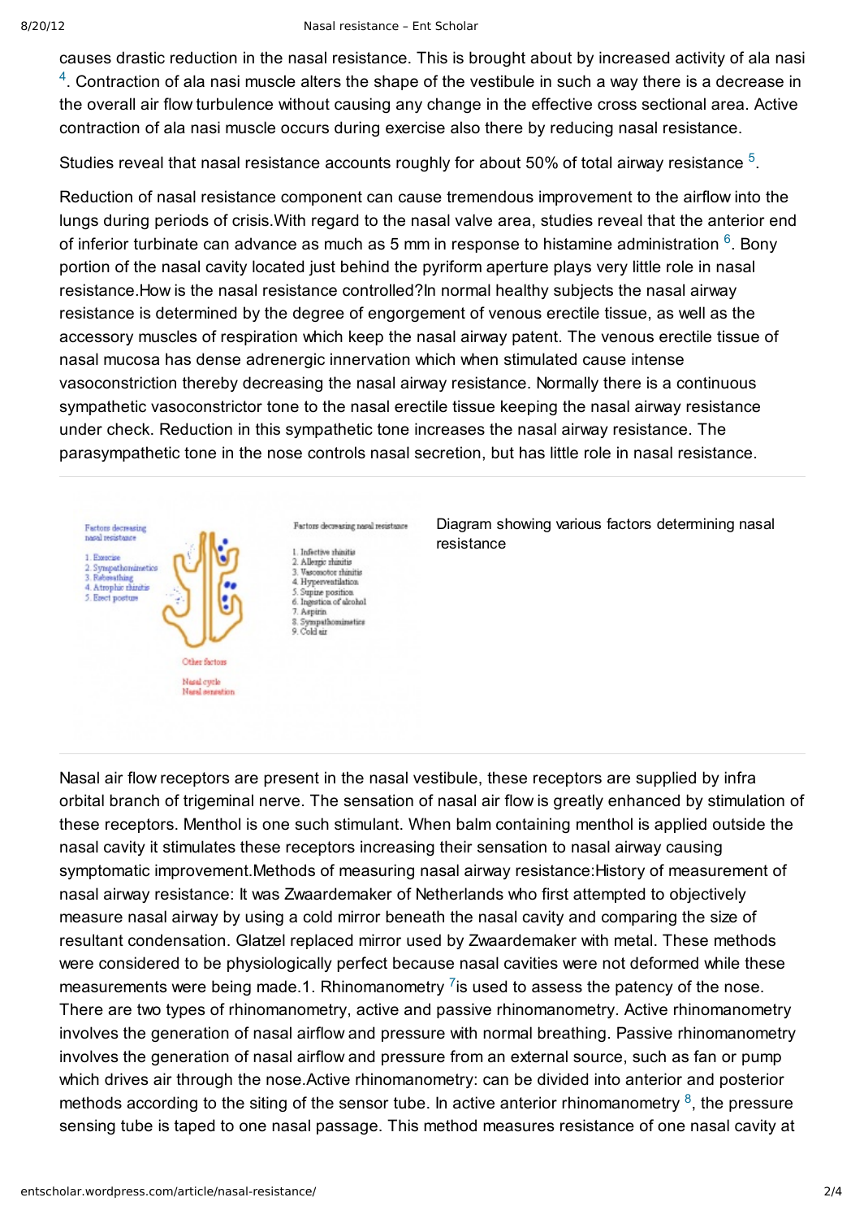causes drastic reduction in the nasal resistance. This is brought about by increased activity of ala nasi [4]. Contraction of ala nasi muscle alters the shape of the vestibule in such a way there is a decrease in the overall air flow turbulence without causing any change in the effective cross sectional area. Active contraction of ala nasi muscle occurs during exercise also there by reducing nasal resistance.

Studies reveal that nasal resistance accounts roughly for about 50% of total airway resistance [5].

Reduction of nasal resistance component can cause tremendous improvement to the airflow into the lungs during periods of crisis.With regard to the nasal valve area, studies reveal that the anterior end of inferior turbinate can advance as much as 5 mm in response to histamine administration [6]. Bony portion of the nasal cavity located just behind the pyriform aperture plays very little role in nasal resistance.How is the nasal resistance controlled?In normal healthy subjects the nasal airway resistance is determined by the degree of engorgement of venous erectile tissue, as well as the accessory muscles of respiration which keep the nasal airway patent. The venous erectile tissue of nasal mucosa has dense adrenergic innervation which when stimulated cause intense vasoconstriction thereby decreasing the nasal airway resistance. Normally there is a continuous sympathetic vasoconstrictor tone to the nasal erectile tissue keeping the nasal airway resistance under check. Reduction in this sympathetic tone increases the nasal airway resistance. The parasympathetic tone in the nose controls nasal secretion, but has little role in nasal resistance.

Factors decreasing nasal resistance

1. Exercise
2. Sympathomimetics
3. Rebreathing
4. Atrophic rhinitis
5. Erect posture

Factors decreasing nasal resistance

1. Infective rhinitis
2. Allergic rhinitis
3. Vasomotor rhinitis
4. Hyperventilation
5. Supine position
6. Ingestion of alcohol
7. Aspirin
8. Sympathomimetics
9. Cold air

Other factors

Nasal cycle
Nasal sensation

Diagram showing various factors determining nasal resistance

Nasal air flow receptors are present in the nasal vestibule, these receptors are supplied by infra orbital branch of trigeminal nerve. The sensation of nasal air flow is greatly enhanced by stimulation of these receptors. Menthol is one such stimulant. When balm containing menthol is applied outside the nasal cavity it stimulates these receptors increasing their sensation to nasal airway causing symptomatic improvement.Methods of measuring nasal airway resistance:History of measurement of nasal airway resistance: It was Zwaardemaker of Netherlands who first attempted to objectively measure nasal airway by using a cold mirror beneath the nasal cavity and comparing the size of resultant condensation. Glatzel replaced mirror used by Zwaardemaker with metal. These methods were considered to be physiologically perfect because nasal cavities were not deformed while these measurements were being made.1. Rhinomanometry [7]is used to assess the patency of the nose. There are two types of rhinomanometry, active and passive rhinomanometry. Active rhinomanometry involves the generation of nasal airflow and pressure with normal breathing. Passive rhinomanometry involves the generation of nasal airflow and pressure from an external source, such as fan or pump which drives air through the nose.Active rhinomanometry: can be divided into anterior and posterior methods according to the siting of the sensor tube. In active anterior rhinomanometry [8], the pressure sensing tube is taped to one nasal passage. This method measures resistance of one nasal cavity at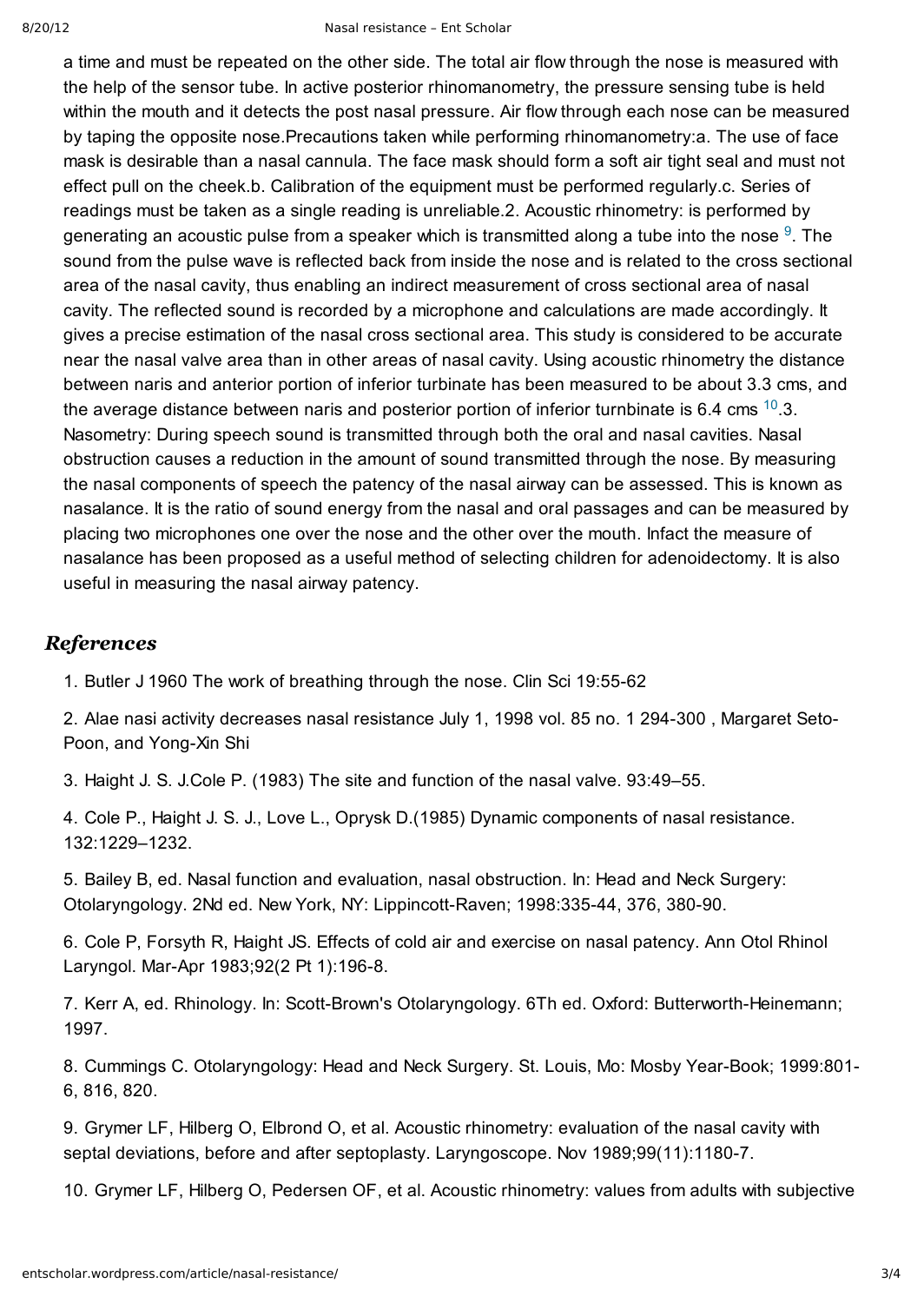a time and must be repeated on the other side. The total air flow through the nose is measured with the help of the sensor tube. In active posterior rhinomanometry, the pressure sensing tube is held within the mouth and it detects the post nasal pressure. Air flow through each nose can be measured by taping the opposite nose.Precautions taken while performing rhinomanometry:a. The use of face mask is desirable than a nasal cannula. The face mask should form a soft air tight seal and must not effect pull on the cheek.b. Calibration of the equipment must be performed regularly.c. Series of readings must be taken as a single reading is unreliable.2. Acoustic rhinometry: is performed by generating an acoustic pulse from a speaker which is transmitted along a tube into the nose [9]. The sound from the pulse wave is reflected back from inside the nose and is related to the cross sectional area of the nasal cavity, thus enabling an indirect measurement of cross sectional area of nasal cavity. The reflected sound is recorded by a microphone and calculations are made accordingly. It gives a precise estimation of the nasal cross sectional area. This study is considered to be accurate near the nasal valve area than in other areas of nasal cavity. Using acoustic rhinometry the distance between naris and anterior portion of inferior turbinate has been measured to be about 3.3 cms, and the average distance between naris and posterior portion of inferior turnbinate is 6.4 cms [10].3. Nasometry: During speech sound is transmitted through both the oral and nasal cavities. Nasal obstruction causes a reduction in the amount of sound transmitted through the nose. By measuring the nasal components of speech the patency of the nasal airway can be assessed. This is known as nasalance. It is the ratio of sound energy from the nasal and oral passages and can be measured by placing two microphones one over the nose and the other over the mouth. Infact the measure of nasalance has been proposed as a useful method of selecting children for adenoidectomy. It is also useful in measuring the nasal airway patency.

## *References*

1. Butler J 1960 The work of breathing through the nose. Clin Sci 19:55-62

2. Alae nasi activity decreases nasal resistance July 1, 1998 vol. 85 no. 1 294-300 , Margaret Seto-Poon, and Yong-Xin Shi

3. Haight J. S. J.Cole P. (1983) The site and function of the nasal valve. 93:49–55.

4. Cole P., Haight J. S. J., Love L., Oprysk D.(1985) Dynamic components of nasal resistance. 132:1229–1232.

5. Bailey B, ed. Nasal function and evaluation, nasal obstruction. In: Head and Neck Surgery: Otolaryngology. 2Nd ed. New York, NY: Lippincott-Raven; 1998:335-44, 376, 380-90.

6. Cole P, Forsyth R, Haight JS. Effects of cold air and exercise on nasal patency. Ann Otol Rhinol Laryngol. Mar-Apr 1983;92(2 Pt 1):196-8.

7. Kerr A, ed. Rhinology. In: Scott-Brown's Otolaryngology. 6Th ed. Oxford: Butterworth-Heinemann; 1997.

8. Cummings C. Otolaryngology: Head and Neck Surgery. St. Louis, Mo: Mosby Year-Book; 1999:801-6, 816, 820.

9. Grymer LF, Hilberg O, Elbrond O, et al. Acoustic rhinometry: evaluation of the nasal cavity with septal deviations, before and after septoplasty. Laryngoscope. Nov 1989;99(11):1180-7.

10. Grymer LF, Hilberg O, Pedersen OF, et al. Acoustic rhinometry: values from adults with subjective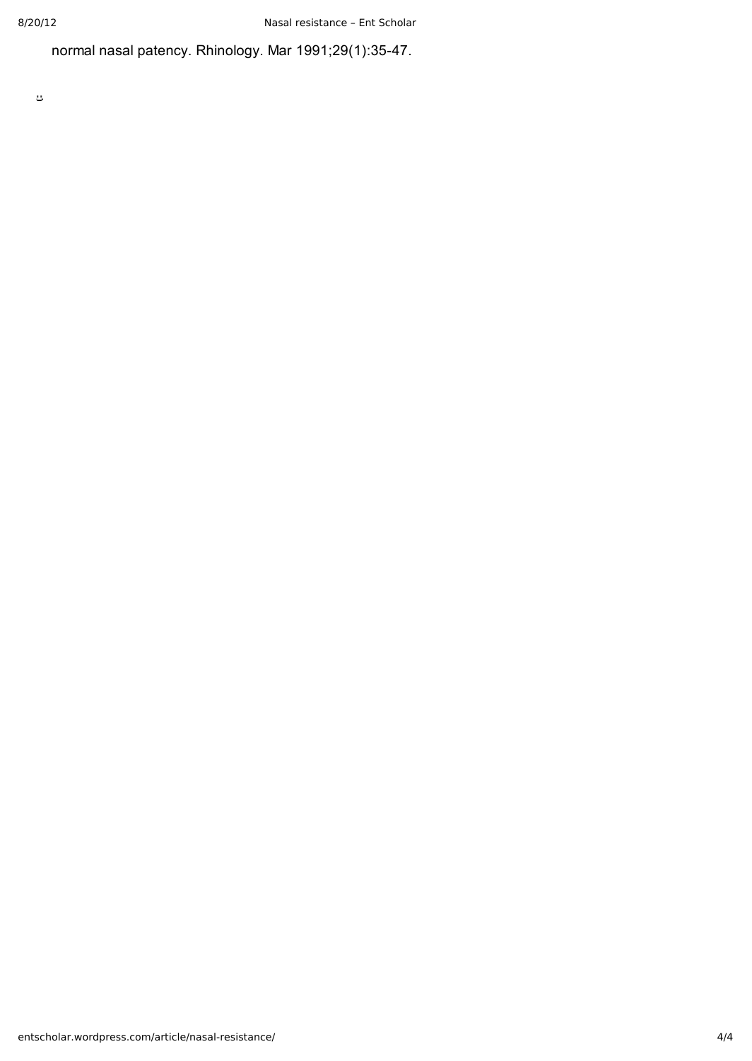normal nasal patency. Rhinology. Mar 1991;29(1):35-47.